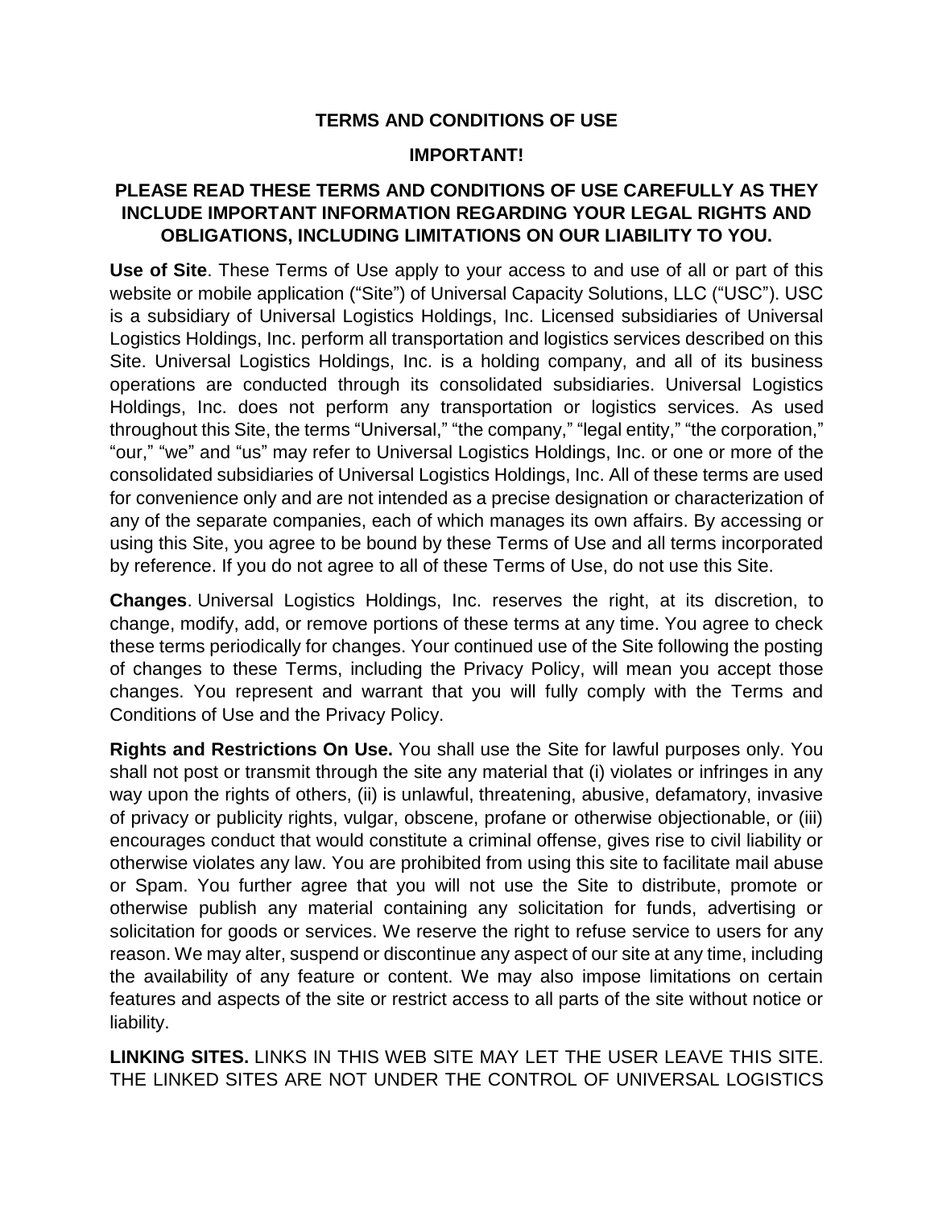# TERMS AND CONDITIONS OF USE

## IMPORTANT!

## PLEASE READ THESE TERMS AND CONDITIONS OF USE CAREFULLY AS THEY INCLUDE IMPORTANT INFORMATION REGARDING YOUR LEGAL RIGHTS AND OBLIGATIONS, INCLUDING LIMITATIONS ON OUR LIABILITY TO YOU.

**Use of Site**. These Terms of Use apply to your access to and use of all or part of this website or mobile application ("Site") of Universal Capacity Solutions, LLC ("USC"). USC is a subsidiary of Universal Logistics Holdings, Inc. Licensed subsidiaries of Universal Logistics Holdings, Inc. perform all transportation and logistics services described on this Site. Universal Logistics Holdings, Inc. is a holding company, and all of its business operations are conducted through its consolidated subsidiaries. Universal Logistics Holdings, Inc. does not perform any transportation or logistics services. As used throughout this Site, the terms "Universal," "the company," "legal entity," "the corporation," "our," "we" and "us" may refer to Universal Logistics Holdings, Inc. or one or more of the consolidated subsidiaries of Universal Logistics Holdings, Inc. All of these terms are used for convenience only and are not intended as a precise designation or characterization of any of the separate companies, each of which manages its own affairs. By accessing or using this Site, you agree to be bound by these Terms of Use and all terms incorporated by reference. If you do not agree to all of these Terms of Use, do not use this Site.

**Changes**. Universal Logistics Holdings, Inc. reserves the right, at its discretion, to change, modify, add, or remove portions of these terms at any time. You agree to check these terms periodically for changes. Your continued use of the Site following the posting of changes to these Terms, including the Privacy Policy, will mean you accept those changes. You represent and warrant that you will fully comply with the Terms and Conditions of Use and the Privacy Policy.

**Rights and Restrictions On Use.** You shall use the Site for lawful purposes only. You shall not post or transmit through the site any material that (i) violates or infringes in any way upon the rights of others, (ii) is unlawful, threatening, abusive, defamatory, invasive of privacy or publicity rights, vulgar, obscene, profane or otherwise objectionable, or (iii) encourages conduct that would constitute a criminal offense, gives rise to civil liability or otherwise violates any law. You are prohibited from using this site to facilitate mail abuse or Spam. You further agree that you will not use the Site to distribute, promote or otherwise publish any material containing any solicitation for funds, advertising or solicitation for goods or services. We reserve the right to refuse service to users for any reason. We may alter, suspend or discontinue any aspect of our site at any time, including the availability of any feature or content. We may also impose limitations on certain features and aspects of the site or restrict access to all parts of the site without notice or liability.

**LINKING SITES.** LINKS IN THIS WEB SITE MAY LET THE USER LEAVE THIS SITE. THE LINKED SITES ARE NOT UNDER THE CONTROL OF UNIVERSAL LOGISTICS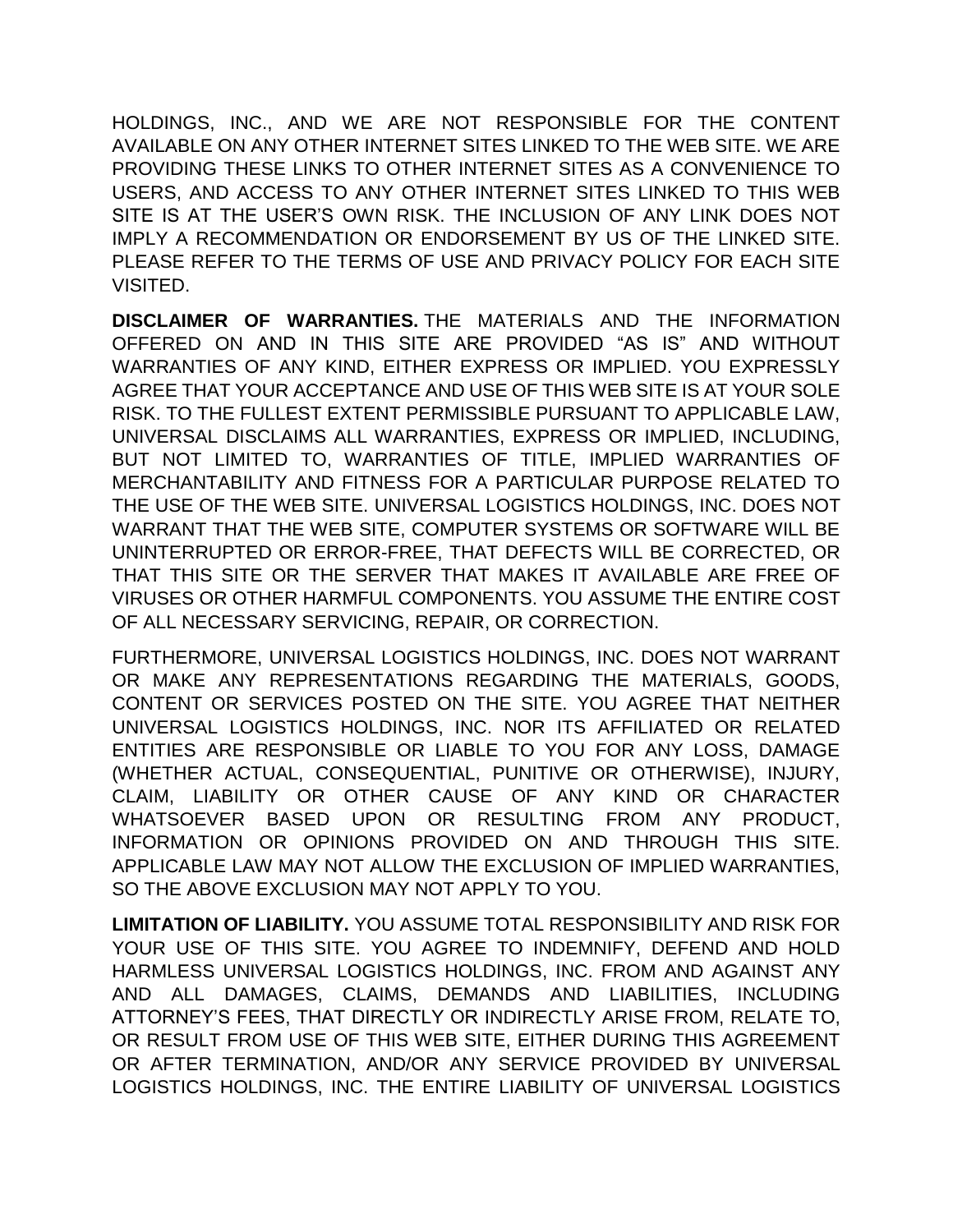HOLDINGS, INC., AND WE ARE NOT RESPONSIBLE FOR THE CONTENT AVAILABLE ON ANY OTHER INTERNET SITES LINKED TO THE WEB SITE. WE ARE PROVIDING THESE LINKS TO OTHER INTERNET SITES AS A CONVENIENCE TO USERS, AND ACCESS TO ANY OTHER INTERNET SITES LINKED TO THIS WEB SITE IS AT THE USER'S OWN RISK. THE INCLUSION OF ANY LINK DOES NOT IMPLY A RECOMMENDATION OR ENDORSEMENT BY US OF THE LINKED SITE. PLEASE REFER TO THE TERMS OF USE AND PRIVACY POLICY FOR EACH SITE VISITED.

**DISCLAIMER OF WARRANTIES.** THE MATERIALS AND THE INFORMATION OFFERED ON AND IN THIS SITE ARE PROVIDED "AS IS" AND WITHOUT WARRANTIES OF ANY KIND, EITHER EXPRESS OR IMPLIED. YOU EXPRESSLY AGREE THAT YOUR ACCEPTANCE AND USE OF THIS WEB SITE IS AT YOUR SOLE RISK. TO THE FULLEST EXTENT PERMISSIBLE PURSUANT TO APPLICABLE LAW, UNIVERSAL DISCLAIMS ALL WARRANTIES, EXPRESS OR IMPLIED, INCLUDING, BUT NOT LIMITED TO, WARRANTIES OF TITLE, IMPLIED WARRANTIES OF MERCHANTABILITY AND FITNESS FOR A PARTICULAR PURPOSE RELATED TO THE USE OF THE WEB SITE. UNIVERSAL LOGISTICS HOLDINGS, INC. DOES NOT WARRANT THAT THE WEB SITE, COMPUTER SYSTEMS OR SOFTWARE WILL BE UNINTERRUPTED OR ERROR-FREE, THAT DEFECTS WILL BE CORRECTED, OR THAT THIS SITE OR THE SERVER THAT MAKES IT AVAILABLE ARE FREE OF VIRUSES OR OTHER HARMFUL COMPONENTS. YOU ASSUME THE ENTIRE COST OF ALL NECESSARY SERVICING, REPAIR, OR CORRECTION.

FURTHERMORE, UNIVERSAL LOGISTICS HOLDINGS, INC. DOES NOT WARRANT OR MAKE ANY REPRESENTATIONS REGARDING THE MATERIALS, GOODS, CONTENT OR SERVICES POSTED ON THE SITE. YOU AGREE THAT NEITHER UNIVERSAL LOGISTICS HOLDINGS, INC. NOR ITS AFFILIATED OR RELATED ENTITIES ARE RESPONSIBLE OR LIABLE TO YOU FOR ANY LOSS, DAMAGE (WHETHER ACTUAL, CONSEQUENTIAL, PUNITIVE OR OTHERWISE), INJURY, CLAIM, LIABILITY OR OTHER CAUSE OF ANY KIND OR CHARACTER WHATSOEVER BASED UPON OR RESULTING FROM ANY PRODUCT, INFORMATION OR OPINIONS PROVIDED ON AND THROUGH THIS SITE. APPLICABLE LAW MAY NOT ALLOW THE EXCLUSION OF IMPLIED WARRANTIES, SO THE ABOVE EXCLUSION MAY NOT APPLY TO YOU.

**LIMITATION OF LIABILITY.** YOU ASSUME TOTAL RESPONSIBILITY AND RISK FOR YOUR USE OF THIS SITE. YOU AGREE TO INDEMNIFY, DEFEND AND HOLD HARMLESS UNIVERSAL LOGISTICS HOLDINGS, INC. FROM AND AGAINST ANY AND ALL DAMAGES, CLAIMS, DEMANDS AND LIABILITIES, INCLUDING ATTORNEY'S FEES, THAT DIRECTLY OR INDIRECTLY ARISE FROM, RELATE TO, OR RESULT FROM USE OF THIS WEB SITE, EITHER DURING THIS AGREEMENT OR AFTER TERMINATION, AND/OR ANY SERVICE PROVIDED BY UNIVERSAL LOGISTICS HOLDINGS, INC. THE ENTIRE LIABILITY OF UNIVERSAL LOGISTICS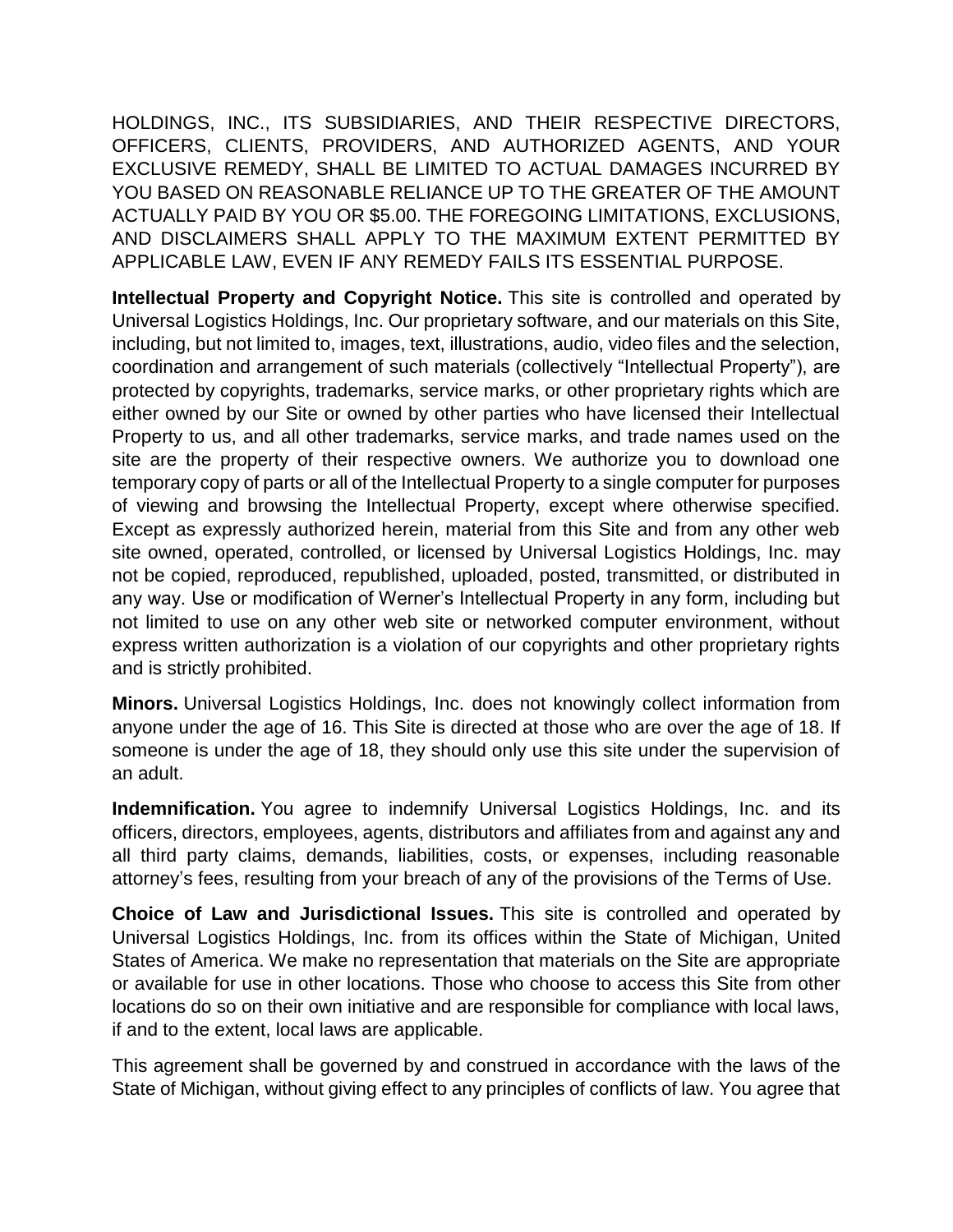HOLDINGS, INC., ITS SUBSIDIARIES, AND THEIR RESPECTIVE DIRECTORS, OFFICERS, CLIENTS, PROVIDERS, AND AUTHORIZED AGENTS, AND YOUR EXCLUSIVE REMEDY, SHALL BE LIMITED TO ACTUAL DAMAGES INCURRED BY YOU BASED ON REASONABLE RELIANCE UP TO THE GREATER OF THE AMOUNT ACTUALLY PAID BY YOU OR $5.00. THE FOREGOING LIMITATIONS, EXCLUSIONS, AND DISCLAIMERS SHALL APPLY TO THE MAXIMUM EXTENT PERMITTED BY APPLICABLE LAW, EVEN IF ANY REMEDY FAILS ITS ESSENTIAL PURPOSE.

**Intellectual Property and Copyright Notice.** This site is controlled and operated by Universal Logistics Holdings, Inc. Our proprietary software, and our materials on this Site, including, but not limited to, images, text, illustrations, audio, video files and the selection, coordination and arrangement of such materials (collectively "Intellectual Property"), are protected by copyrights, trademarks, service marks, or other proprietary rights which are either owned by our Site or owned by other parties who have licensed their Intellectual Property to us, and all other trademarks, service marks, and trade names used on the site are the property of their respective owners. We authorize you to download one temporary copy of parts or all of the Intellectual Property to a single computer for purposes of viewing and browsing the Intellectual Property, except where otherwise specified. Except as expressly authorized herein, material from this Site and from any other web site owned, operated, controlled, or licensed by Universal Logistics Holdings, Inc. may not be copied, reproduced, republished, uploaded, posted, transmitted, or distributed in any way. Use or modification of Werner's Intellectual Property in any form, including but not limited to use on any other web site or networked computer environment, without express written authorization is a violation of our copyrights and other proprietary rights and is strictly prohibited.

**Minors.** Universal Logistics Holdings, Inc. does not knowingly collect information from anyone under the age of 16. This Site is directed at those who are over the age of 18. If someone is under the age of 18, they should only use this site under the supervision of an adult.

**Indemnification.** You agree to indemnify Universal Logistics Holdings, Inc. and its officers, directors, employees, agents, distributors and affiliates from and against any and all third party claims, demands, liabilities, costs, or expenses, including reasonable attorney's fees, resulting from your breach of any of the provisions of the Terms of Use.

**Choice of Law and Jurisdictional Issues.** This site is controlled and operated by Universal Logistics Holdings, Inc. from its offices within the State of Michigan, United States of America. We make no representation that materials on the Site are appropriate or available for use in other locations. Those who choose to access this Site from other locations do so on their own initiative and are responsible for compliance with local laws, if and to the extent, local laws are applicable.

This agreement shall be governed by and construed in accordance with the laws of the State of Michigan, without giving effect to any principles of conflicts of law. You agree that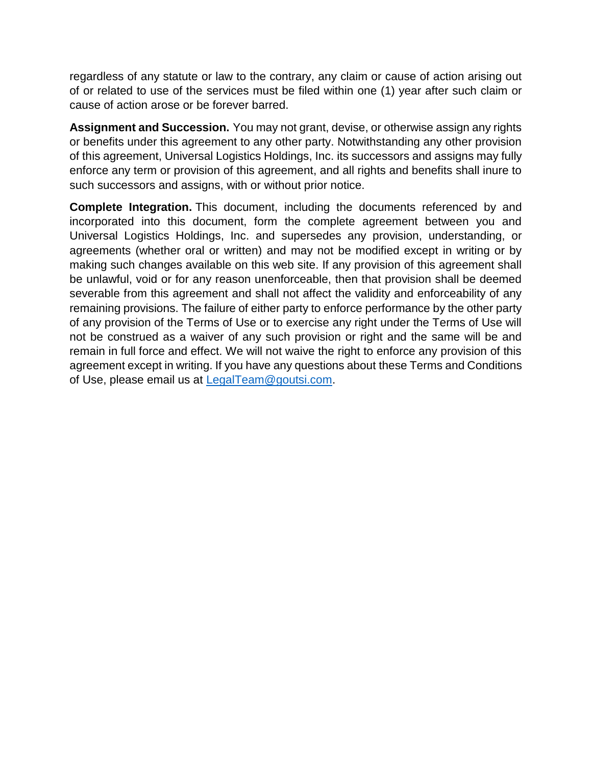regardless of any statute or law to the contrary, any claim or cause of action arising out of or related to use of the services must be filed within one (1) year after such claim or cause of action arose or be forever barred.

**Assignment and Succession.** You may not grant, devise, or otherwise assign any rights or benefits under this agreement to any other party. Notwithstanding any other provision of this agreement, Universal Logistics Holdings, Inc. its successors and assigns may fully enforce any term or provision of this agreement, and all rights and benefits shall inure to such successors and assigns, with or without prior notice.

**Complete Integration.** This document, including the documents referenced by and incorporated into this document, form the complete agreement between you and Universal Logistics Holdings, Inc. and supersedes any provision, understanding, or agreements (whether oral or written) and may not be modified except in writing or by making such changes available on this web site. If any provision of this agreement shall be unlawful, void or for any reason unenforceable, then that provision shall be deemed severable from this agreement and shall not affect the validity and enforceability of any remaining provisions. The failure of either party to enforce performance by the other party of any provision of the Terms of Use or to exercise any right under the Terms of Use will not be construed as a waiver of any such provision or right and the same will be and remain in full force and effect. We will not waive the right to enforce any provision of this agreement except in writing. If you have any questions about these Terms and Conditions of Use, please email us at [LegalTeam@goutsi.com](mailto:LegalTeam@goutsi.com).